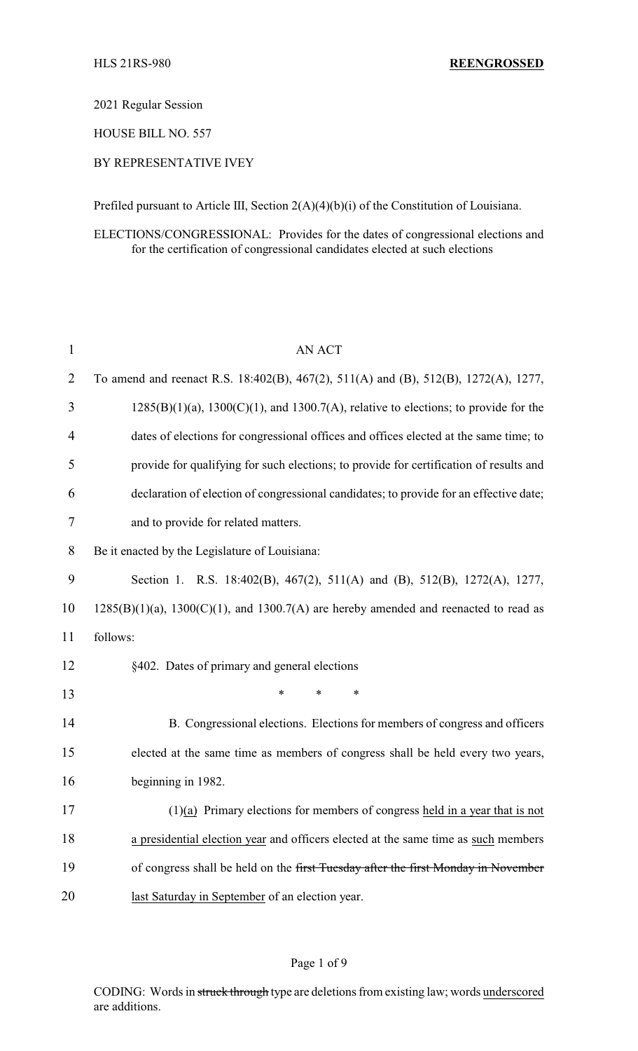HLS 21RS-980 **REENGROSSED**

2021 Regular Session

HOUSE BILL NO. 557

BY REPRESENTATIVE IVEY

Prefiled pursuant to Article III, Section 2(A)(4)(b)(i) of the Constitution of Louisiana.

ELECTIONS/CONGRESSIONAL: Provides for the dates of congressional elections and for the certification of congressional candidates elected at such elections

AN ACT

To amend and reenact R.S. 18:402(B), 467(2), 511(A) and (B), 512(B), 1272(A), 1277, 1285(B)(1)(a), 1300(C)(1), and 1300.7(A), relative to elections; to provide for the dates of elections for congressional offices and offices elected at the same time; to provide for qualifying for such elections; to provide for certification of results and declaration of election of congressional candidates; to provide for an effective date; and to provide for related matters.

Be it enacted by the Legislature of Louisiana:

Section 1. R.S. 18:402(B), 467(2), 511(A) and (B), 512(B), 1272(A), 1277, 1285(B)(1)(a), 1300(C)(1), and 1300.7(A) are hereby amended and reenacted to read as follows:

§402. Dates of primary and general elections

\* \* \*

B. Congressional elections. Elections for members of congress and officers elected at the same time as members of congress shall be held every two years, beginning in 1982.

(1)<u>(a)</u> Primary elections for members of congress <u>held in a year that is not a presidential election year</u> and officers elected at the same time as <u>such</u> members of congress shall be held on the ~~first Tuesday after the first Monday in November~~ <u>last Saturday in September</u> of an election year.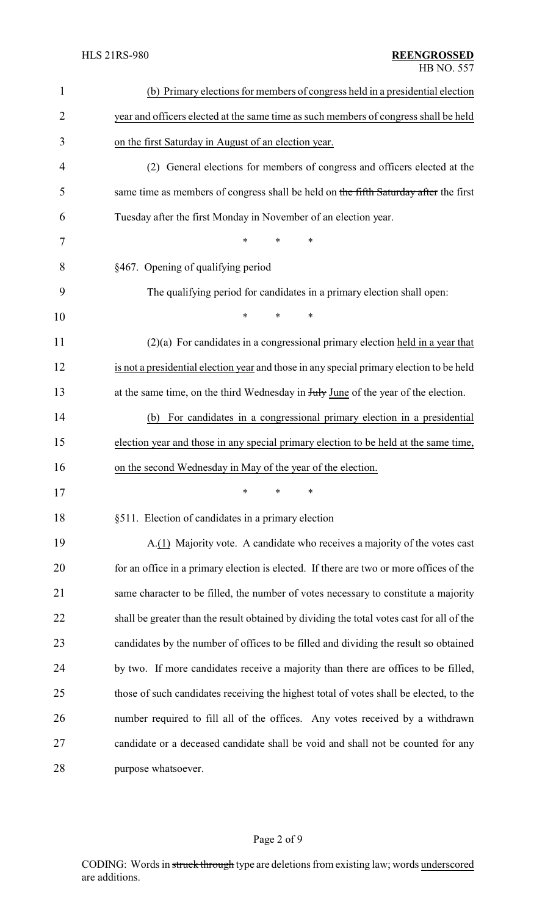(b) Primary elections for members of congress held in a presidential election year and officers elected at the same time as such members of congress shall be held on the first Saturday in August of an election year.

(2) General elections for members of congress and officers elected at the same time as members of congress shall be held on ~~the fifth Saturday after~~ the first Tuesday after the first Monday in November of an election year.

\* \* \*

§467. Opening of qualifying period

The qualifying period for candidates in a primary election shall open:

\* \* \*

(2)(a) For candidates in a congressional primary election held in a year that is not a presidential election year and those in any special primary election to be held at the same time, on the third Wednesday in ~~July~~ June of the year of the election.

(b) For candidates in a congressional primary election in a presidential election year and those in any special primary election to be held at the same time, on the second Wednesday in May of the year of the election.

\* \* \*

§511. Election of candidates in a primary election

A.(1) Majority vote. A candidate who receives a majority of the votes cast for an office in a primary election is elected. If there are two or more offices of the same character to be filled, the number of votes necessary to constitute a majority shall be greater than the result obtained by dividing the total votes cast for all of the candidates by the number of offices to be filled and dividing the result so obtained by two. If more candidates receive a majority than there are offices to be filled, those of such candidates receiving the highest total of votes shall be elected, to the number required to fill all of the offices. Any votes received by a withdrawn candidate or a deceased candidate shall be void and shall not be counted for any purpose whatsoever.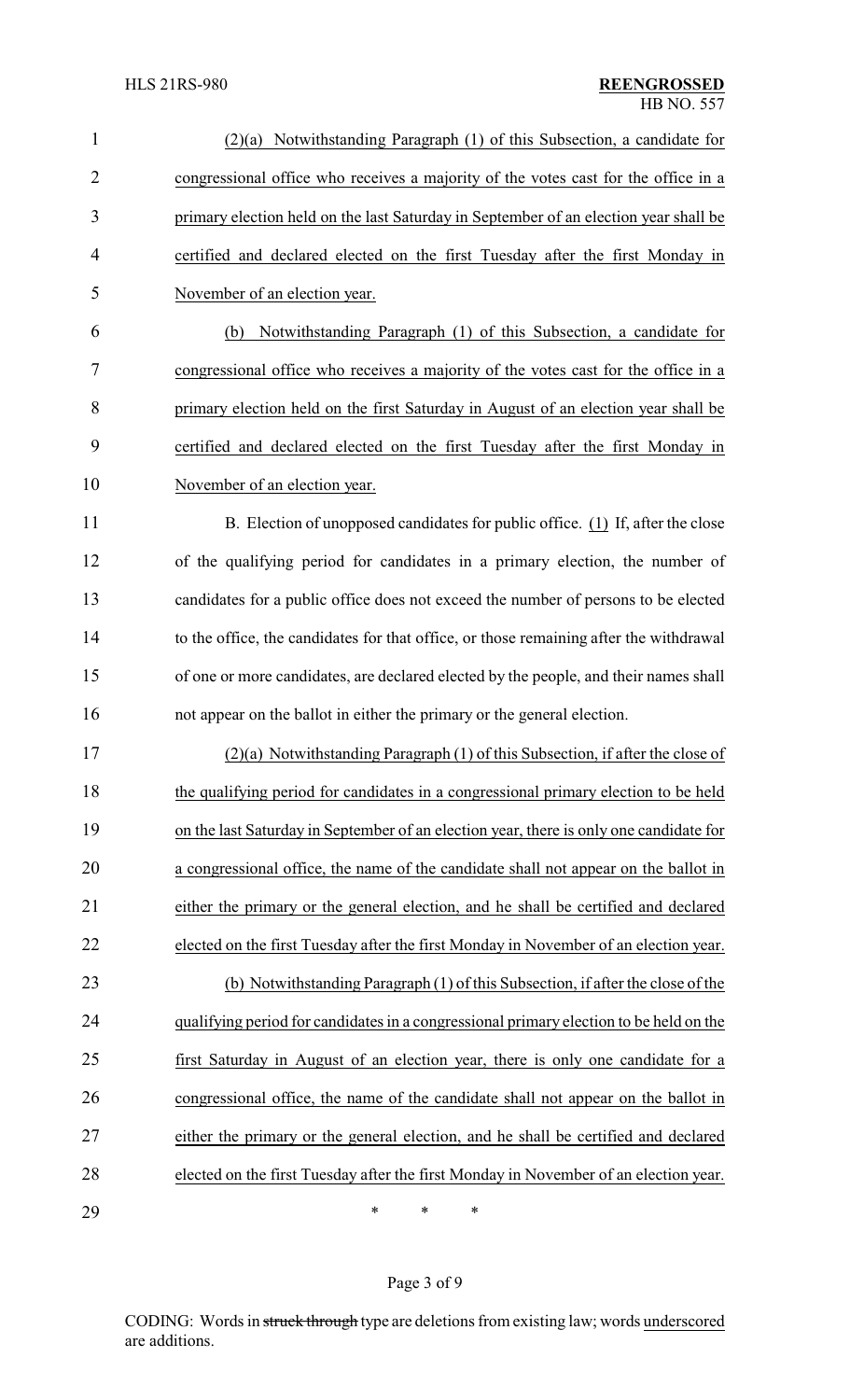(2)(a) Notwithstanding Paragraph (1) of this Subsection, a candidate for congressional office who receives a majority of the votes cast for the office in a primary election held on the last Saturday in September of an election year shall be certified and declared elected on the first Tuesday after the first Monday in November of an election year.

(b) Notwithstanding Paragraph (1) of this Subsection, a candidate for congressional office who receives a majority of the votes cast for the office in a primary election held on the first Saturday in August of an election year shall be certified and declared elected on the first Tuesday after the first Monday in November of an election year.

B. Election of unopposed candidates for public office. (1) If, after the close of the qualifying period for candidates in a primary election, the number of candidates for a public office does not exceed the number of persons to be elected to the office, the candidates for that office, or those remaining after the withdrawal of one or more candidates, are declared elected by the people, and their names shall not appear on the ballot in either the primary or the general election.

(2)(a) Notwithstanding Paragraph (1) of this Subsection, if after the close of the qualifying period for candidates in a congressional primary election to be held on the last Saturday in September of an election year, there is only one candidate for a congressional office, the name of the candidate shall not appear on the ballot in either the primary or the general election, and he shall be certified and declared elected on the first Tuesday after the first Monday in November of an election year.

(b) Notwithstanding Paragraph (1) of this Subsection, if after the close of the qualifying period for candidates in a congressional primary election to be held on the first Saturday in August of an election year, there is only one candidate for a congressional office, the name of the candidate shall not appear on the ballot in either the primary or the general election, and he shall be certified and declared elected on the first Tuesday after the first Monday in November of an election year.

\* \* \*

CODING: Words in struck through type are deletions from existing law; words underscored are additions.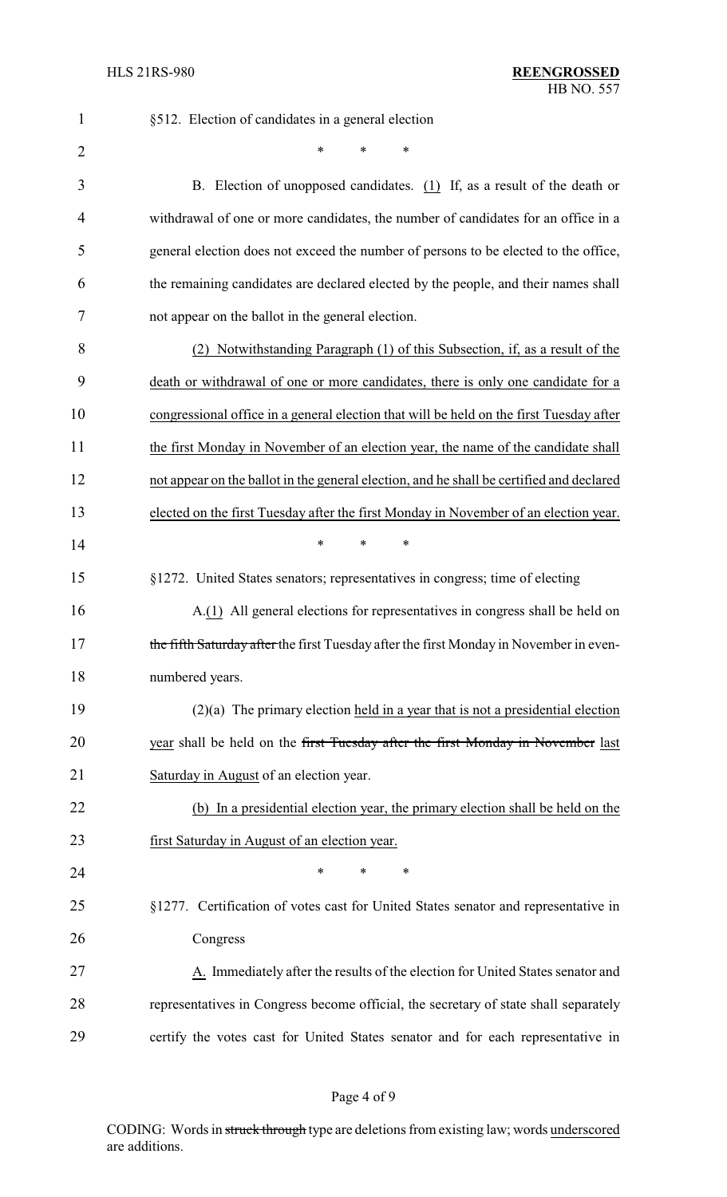§512. Election of candidates in a general election

\* \* \*

B. Election of unopposed candidates. <u>(1)</u> If, as a result of the death or withdrawal of one or more candidates, the number of candidates for an office in a general election does not exceed the number of persons to be elected to the office, the remaining candidates are declared elected by the people, and their names shall not appear on the ballot in the general election.

<u>(2) Notwithstanding Paragraph (1) of this Subsection, if, as a result of the death or withdrawal of one or more candidates, there is only one candidate for a congressional office in a general election that will be held on the first Tuesday after the first Monday in November of an election year, the name of the candidate shall not appear on the ballot in the general election, and he shall be certified and declared elected on the first Tuesday after the first Monday in November of an election year.</u>

\* \* \*

§1272. United States senators; representatives in congress; time of electing

A.<u>(1)</u> All general elections for representatives in congress shall be held on ~~the fifth Saturday after~~ the first Tuesday after the first Monday in November in even-numbered years.

<u>(2)(a)</u> The primary election <u>held in a year that is not a presidential election year</u> shall be held on the ~~first Tuesday after the first Monday in November~~ <u>last Saturday in August</u> of an election year.

<u>(b) In a presidential election year, the primary election shall be held on the first Saturday in August of an election year.</u>

\* \* \*

§1277. Certification of votes cast for United States senator and representative in Congress

<u>A.</u> Immediately after the results of the election for United States senator and representatives in Congress become official, the secretary of state shall separately certify the votes cast for United States senator and for each representative in

CODING: Words in ~~struck through~~ type are deletions from existing law; words <u>underscored</u> are additions.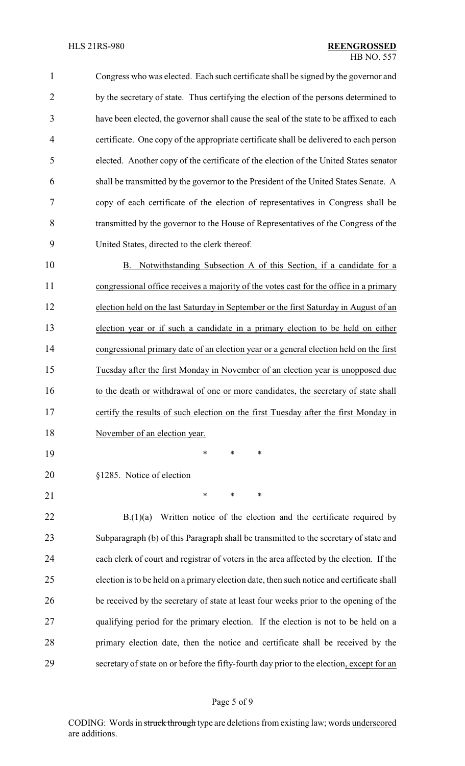Congress who was elected. Each such certificate shall be signed by the governor and by the secretary of state. Thus certifying the election of the persons determined to have been elected, the governor shall cause the seal of the state to be affixed to each certificate. One copy of the appropriate certificate shall be delivered to each person elected. Another copy of the certificate of the election of the United States senator shall be transmitted by the governor to the President of the United States Senate. A copy of each certificate of the election of representatives in Congress shall be transmitted by the governor to the House of Representatives of the Congress of the United States, directed to the clerk thereof.

B. Notwithstanding Subsection A of this Section, if a candidate for a congressional office receives a majority of the votes cast for the office in a primary election held on the last Saturday in September or the first Saturday in August of an election year or if such a candidate in a primary election to be held on either congressional primary date of an election year or a general election held on the first Tuesday after the first Monday in November of an election year is unopposed due to the death or withdrawal of one or more candidates, the secretary of state shall certify the results of such election on the first Tuesday after the first Monday in November of an election year.

\* \* \*

§1285. Notice of election

\* \* \*

B.(1)(a) Written notice of the election and the certificate required by Subparagraph (b) of this Paragraph shall be transmitted to the secretary of state and each clerk of court and registrar of voters in the area affected by the election. If the election is to be held on a primary election date, then such notice and certificate shall be received by the secretary of state at least four weeks prior to the opening of the qualifying period for the primary election. If the election is not to be held on a primary election date, then the notice and certificate shall be received by the secretary of state on or before the fifty-fourth day prior to the election, except for an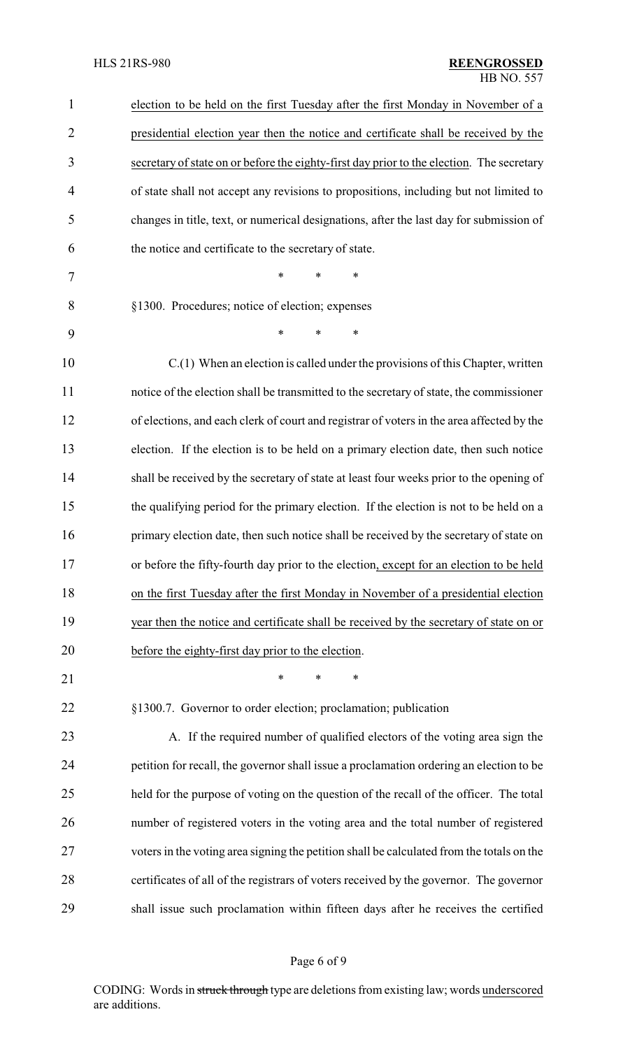election to be held on the first Tuesday after the first Monday in November of a presidential election year then the notice and certificate shall be received by the secretary of state on or before the eighty-first day prior to the election. The secretary of state shall not accept any revisions to propositions, including but not limited to changes in title, text, or numerical designations, after the last day for submission of the notice and certificate to the secretary of state.

\* \* \*

§1300. Procedures; notice of election; expenses

\* \* \*

C.(1) When an election is called under the provisions of this Chapter, written notice of the election shall be transmitted to the secretary of state, the commissioner of elections, and each clerk of court and registrar of voters in the area affected by the election. If the election is to be held on a primary election date, then such notice shall be received by the secretary of state at least four weeks prior to the opening of the qualifying period for the primary election. If the election is not to be held on a primary election date, then such notice shall be received by the secretary of state on or before the fifty-fourth day prior to the election, except for an election to be held on the first Tuesday after the first Monday in November of a presidential election year then the notice and certificate shall be received by the secretary of state on or before the eighty-first day prior to the election.

\* \* \*

§1300.7. Governor to order election; proclamation; publication

A. If the required number of qualified electors of the voting area sign the petition for recall, the governor shall issue a proclamation ordering an election to be held for the purpose of voting on the question of the recall of the officer. The total number of registered voters in the voting area and the total number of registered voters in the voting area signing the petition shall be calculated from the totals on the certificates of all of the registrars of voters received by the governor. The governor shall issue such proclamation within fifteen days after he receives the certified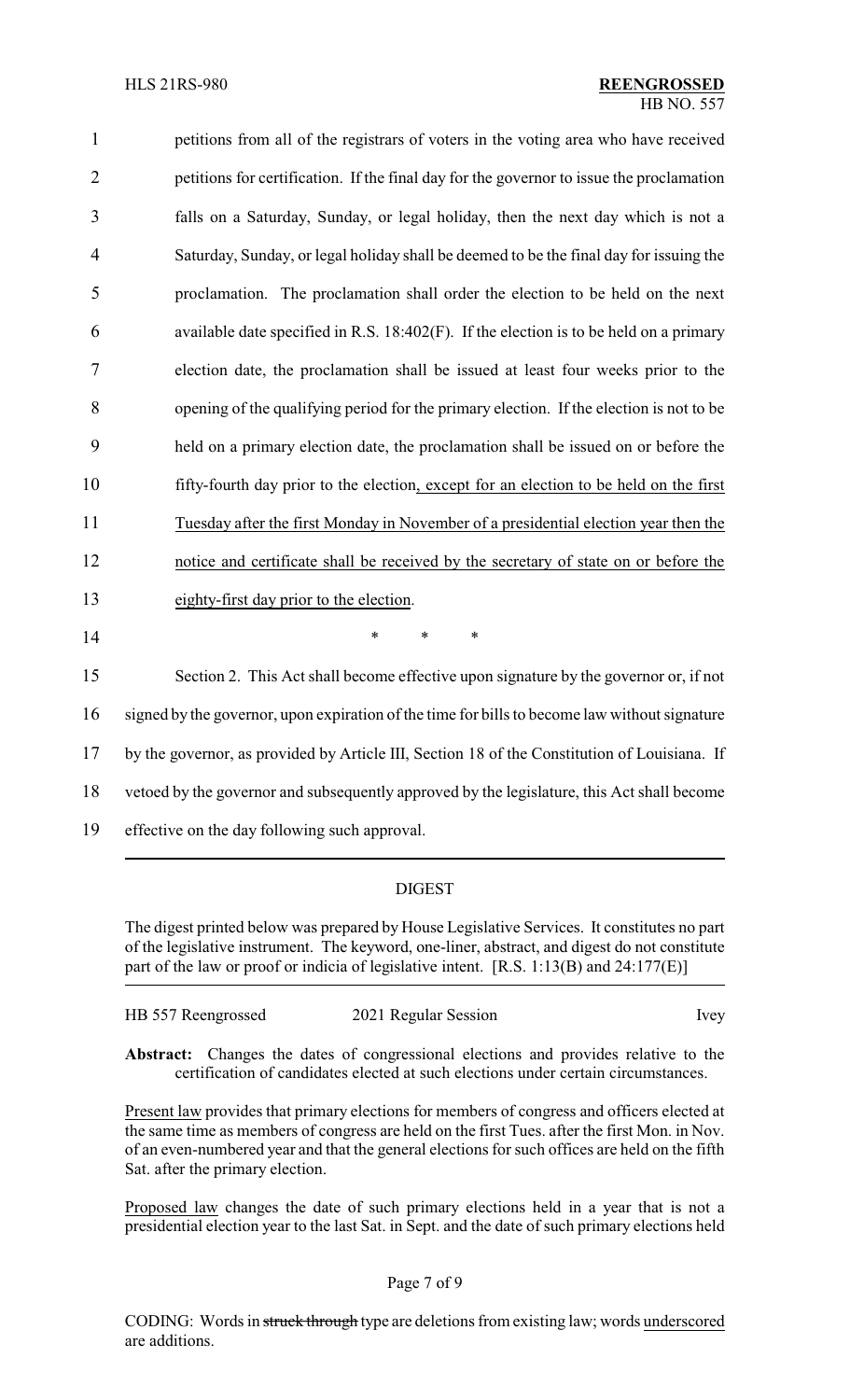petitions from all of the registrars of voters in the voting area who have received petitions for certification. If the final day for the governor to issue the proclamation falls on a Saturday, Sunday, or legal holiday, then the next day which is not a Saturday, Sunday, or legal holiday shall be deemed to be the final day for issuing the proclamation. The proclamation shall order the election to be held on the next available date specified in R.S. 18:402(F). If the election is to be held on a primary election date, the proclamation shall be issued at least four weeks prior to the opening of the qualifying period for the primary election. If the election is not to be held on a primary election date, the proclamation shall be issued on or before the fifty-fourth day prior to the election, except for an election to be held on the first Tuesday after the first Monday in November of a presidential election year then the notice and certificate shall be received by the secretary of state on or before the eighty-first day prior to the election.

\* \* \*

Section 2. This Act shall become effective upon signature by the governor or, if not signed by the governor, upon expiration of the time for bills to become law without signature by the governor, as provided by Article III, Section 18 of the Constitution of Louisiana. If vetoed by the governor and subsequently approved by the legislature, this Act shall become effective on the day following such approval.

## DIGEST

The digest printed below was prepared by House Legislative Services. It constitutes no part of the legislative instrument. The keyword, one-liner, abstract, and digest do not constitute part of the law or proof or indicia of legislative intent. [R.S. 1:13(B) and 24:177(E)]

HB 557 Reengrossed — 2021 Regular Session — Ivey

**Abstract:** Changes the dates of congressional elections and provides relative to the certification of candidates elected at such elections under certain circumstances.

Present law provides that primary elections for members of congress and officers elected at the same time as members of congress are held on the first Tues. after the first Mon. in Nov. of an even-numbered year and that the general elections for such offices are held on the fifth Sat. after the primary election.

Proposed law changes the date of such primary elections held in a year that is not a presidential election year to the last Sat. in Sept. and the date of such primary elections held

CODING: Words in ~~struck through~~ type are deletions from existing law; words underscored are additions.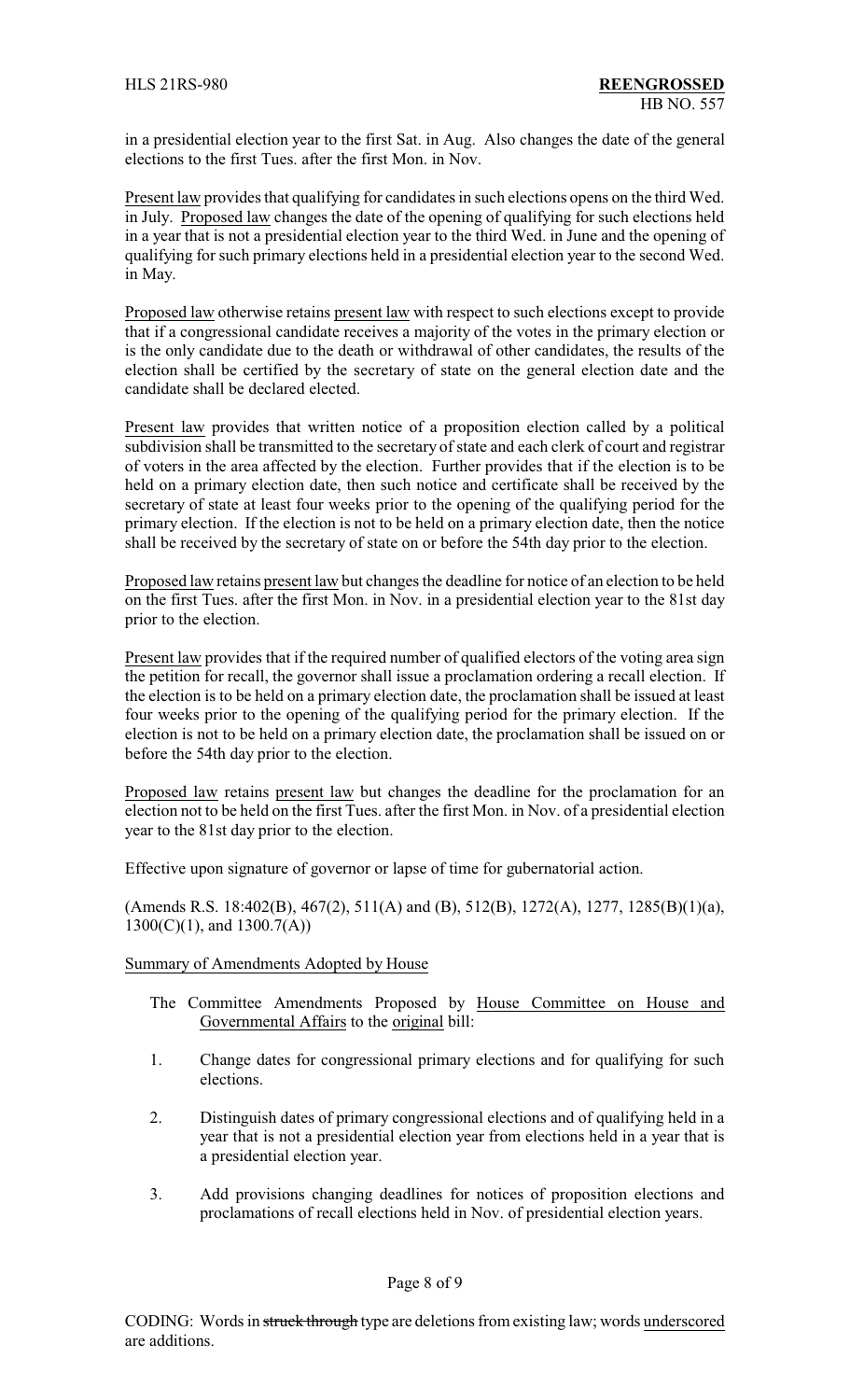in a presidential election year to the first Sat. in Aug. Also changes the date of the general elections to the first Tues. after the first Mon. in Nov.

Present law provides that qualifying for candidates in such elections opens on the third Wed. in July. Proposed law changes the date of the opening of qualifying for such elections held in a year that is not a presidential election year to the third Wed. in June and the opening of qualifying for such primary elections held in a presidential election year to the second Wed. in May.

Proposed law otherwise retains present law with respect to such elections except to provide that if a congressional candidate receives a majority of the votes in the primary election or is the only candidate due to the death or withdrawal of other candidates, the results of the election shall be certified by the secretary of state on the general election date and the candidate shall be declared elected.

Present law provides that written notice of a proposition election called by a political subdivision shall be transmitted to the secretary of state and each clerk of court and registrar of voters in the area affected by the election. Further provides that if the election is to be held on a primary election date, then such notice and certificate shall be received by the secretary of state at least four weeks prior to the opening of the qualifying period for the primary election. If the election is not to be held on a primary election date, then the notice shall be received by the secretary of state on or before the 54th day prior to the election.

Proposed law retains present law but changes the deadline for notice of an election to be held on the first Tues. after the first Mon. in Nov. in a presidential election year to the 81st day prior to the election.

Present law provides that if the required number of qualified electors of the voting area sign the petition for recall, the governor shall issue a proclamation ordering a recall election. If the election is to be held on a primary election date, the proclamation shall be issued at least four weeks prior to the opening of the qualifying period for the primary election. If the election is not to be held on a primary election date, the proclamation shall be issued on or before the 54th day prior to the election.

Proposed law retains present law but changes the deadline for the proclamation for an election not to be held on the first Tues. after the first Mon. in Nov. of a presidential election year to the 81st day prior to the election.

Effective upon signature of governor or lapse of time for gubernatorial action.

(Amends R.S. 18:402(B), 467(2), 511(A) and (B), 512(B), 1272(A), 1277, 1285(B)(1)(a), 1300(C)(1), and 1300.7(A))

Summary of Amendments Adopted by House

The Committee Amendments Proposed by House Committee on House and Governmental Affairs to the original bill:

1. Change dates for congressional primary elections and for qualifying for such elections.

2. Distinguish dates of primary congressional elections and of qualifying held in a year that is not a presidential election year from elections held in a year that is a presidential election year.

3. Add provisions changing deadlines for notices of proposition elections and proclamations of recall elections held in Nov. of presidential election years.

CODING: Words in ~~struck through~~ type are deletions from existing law; words underscored are additions.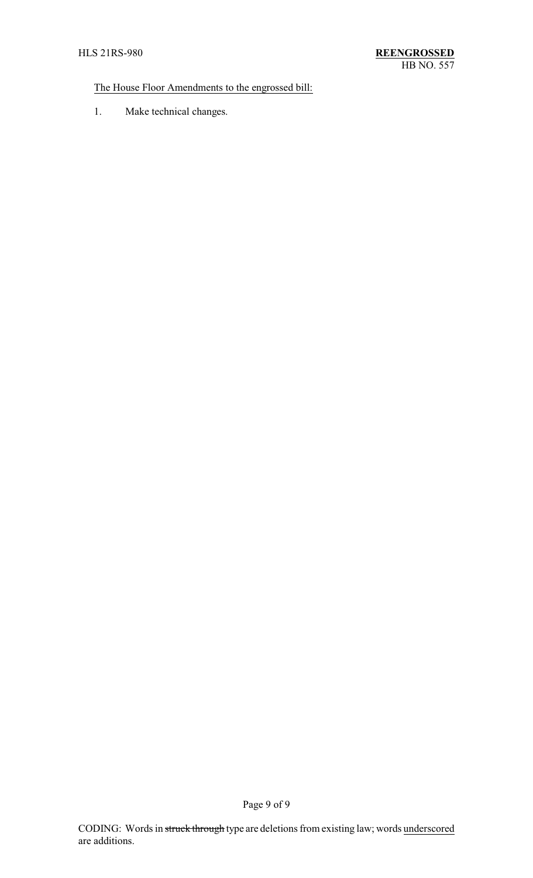The House Floor Amendments to the engrossed bill:

1. Make technical changes.

CODING: Words in ~~struck through~~ type are deletions from existing law; words underscored are additions.